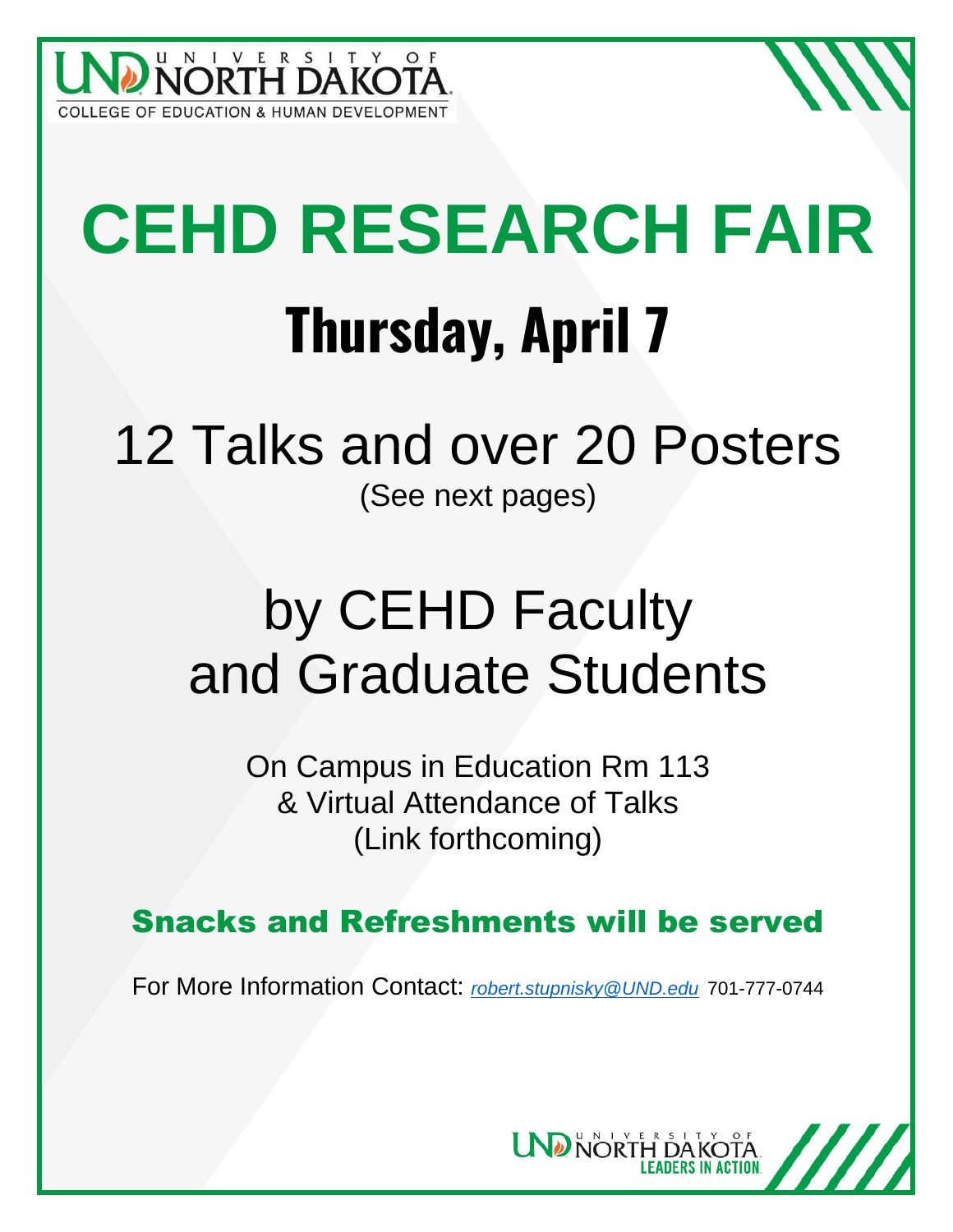UNIVERSITY OF NORTH DAKOTA
COLLEGE OF EDUCATION & HUMAN DEVELOPMENT

# CEHD RESEARCH FAIR

## Thursday, April 7

12 Talks and over 20 Posters
(See next pages)

by CEHD Faculty
and Graduate Students

On Campus in Education Rm 113
& Virtual Attendance of Talks
(Link forthcoming)

**Snacks and Refreshments will be served**

For More Information Contact: *robert.stupnisky@UND.edu* 701-777-0744

UNIVERSITY OF NORTH DAKOTA
LEADERS IN ACTION.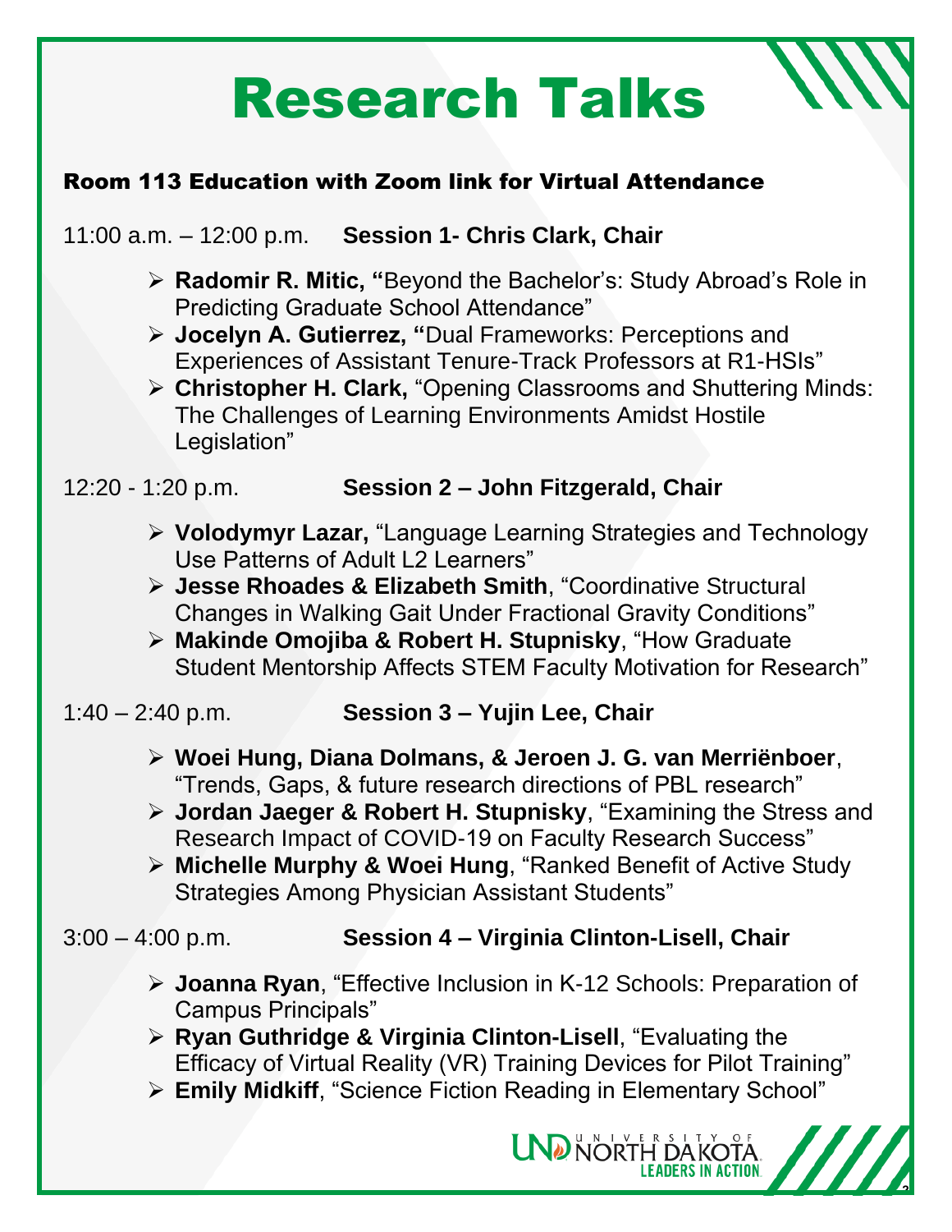# Research Talks

**Room 113 Education with Zoom link for Virtual Attendance**

11:00 a.m. – 12:00 p.m. **Session 1- Chris Clark, Chair**

- **Radomir R. Mitic, "**Beyond the Bachelor's: Study Abroad's Role in Predicting Graduate School Attendance"
- **Jocelyn A. Gutierrez, "**Dual Frameworks: Perceptions and Experiences of Assistant Tenure-Track Professors at R1-HSIs"
- **Christopher H. Clark,** "Opening Classrooms and Shuttering Minds: The Challenges of Learning Environments Amidst Hostile Legislation"

12:20 - 1:20 p.m. **Session 2 – John Fitzgerald, Chair**

- **Volodymyr Lazar,** "Language Learning Strategies and Technology Use Patterns of Adult L2 Learners"
- **Jesse Rhoades & Elizabeth Smith**, "Coordinative Structural Changes in Walking Gait Under Fractional Gravity Conditions"
- **Makinde Omojiba & Robert H. Stupnisky**, "How Graduate Student Mentorship Affects STEM Faculty Motivation for Research"

1:40 – 2:40 p.m. **Session 3 – Yujin Lee, Chair**

- **Woei Hung, Diana Dolmans, & Jeroen J. G. van Merriënboer**, "Trends, Gaps, & future research directions of PBL research"
- **Jordan Jaeger & Robert H. Stupnisky**, "Examining the Stress and Research Impact of COVID-19 on Faculty Research Success"
- **Michelle Murphy & Woei Hung**, "Ranked Benefit of Active Study Strategies Among Physician Assistant Students"

3:00 – 4:00 p.m. **Session 4 – Virginia Clinton-Lisell, Chair**

- **Joanna Ryan**, "Effective Inclusion in K-12 Schools: Preparation of Campus Principals"
- **Ryan Guthridge & Virginia Clinton-Lisell**, "Evaluating the Efficacy of Virtual Reality (VR) Training Devices for Pilot Training"
- **Emily Midkiff**, "Science Fiction Reading in Elementary School"

UND UNIVERSITY OF NORTH DAKOTA LEADERS IN ACTION.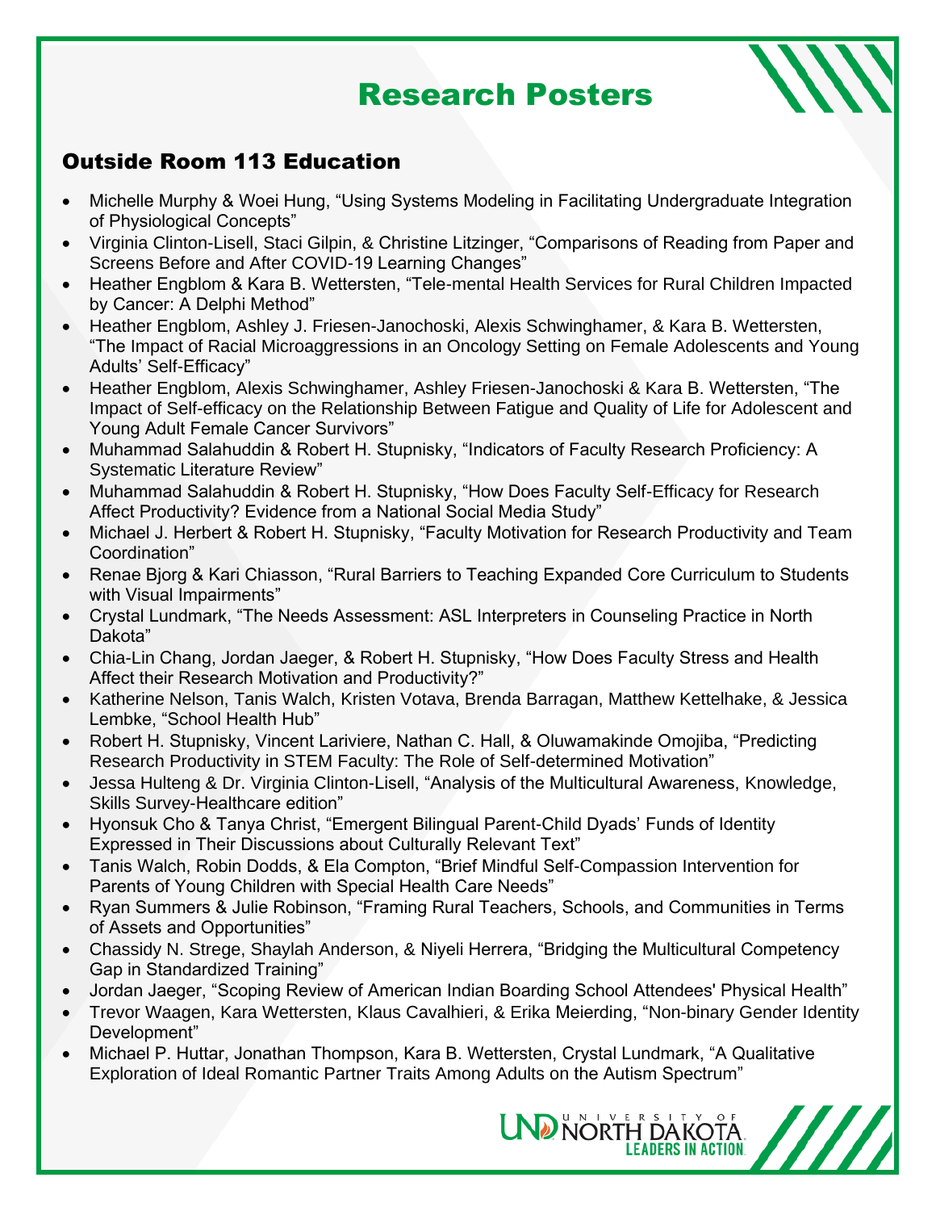# Research Posters

## Outside Room 113 Education

- Michelle Murphy & Woei Hung, "Using Systems Modeling in Facilitating Undergraduate Integration of Physiological Concepts"
- Virginia Clinton-Lisell, Staci Gilpin, & Christine Litzinger, "Comparisons of Reading from Paper and Screens Before and After COVID-19 Learning Changes"
- Heather Engblom & Kara B. Wettersten, "Tele-mental Health Services for Rural Children Impacted by Cancer: A Delphi Method"
- Heather Engblom, Ashley J. Friesen-Janochoski, Alexis Schwinghamer, & Kara B. Wettersten, "The Impact of Racial Microaggressions in an Oncology Setting on Female Adolescents and Young Adults' Self-Efficacy"
- Heather Engblom, Alexis Schwinghamer, Ashley Friesen-Janochoski & Kara B. Wettersten, "The Impact of Self-efficacy on the Relationship Between Fatigue and Quality of Life for Adolescent and Young Adult Female Cancer Survivors"
- Muhammad Salahuddin & Robert H. Stupnisky, "Indicators of Faculty Research Proficiency: A Systematic Literature Review"
- Muhammad Salahuddin & Robert H. Stupnisky, "How Does Faculty Self-Efficacy for Research Affect Productivity? Evidence from a National Social Media Study"
- Michael J. Herbert & Robert H. Stupnisky, "Faculty Motivation for Research Productivity and Team Coordination"
- Renae Bjorg & Kari Chiasson, "Rural Barriers to Teaching Expanded Core Curriculum to Students with Visual Impairments"
- Crystal Lundmark, "The Needs Assessment: ASL Interpreters in Counseling Practice in North Dakota"
- Chia-Lin Chang, Jordan Jaeger, & Robert H. Stupnisky, "How Does Faculty Stress and Health Affect their Research Motivation and Productivity?"
- Katherine Nelson, Tanis Walch, Kristen Votava, Brenda Barragan, Matthew Kettelhake, & Jessica Lembke, "School Health Hub"
- Robert H. Stupnisky, Vincent Lariviere, Nathan C. Hall, & Oluwamakinde Omojiba, "Predicting Research Productivity in STEM Faculty: The Role of Self-determined Motivation"
- Jessa Hulteng & Dr. Virginia Clinton-Lisell, "Analysis of the Multicultural Awareness, Knowledge, Skills Survey-Healthcare edition"
- Hyonsuk Cho & Tanya Christ, "Emergent Bilingual Parent-Child Dyads' Funds of Identity Expressed in Their Discussions about Culturally Relevant Text"
- Tanis Walch, Robin Dodds, & Ela Compton, "Brief Mindful Self-Compassion Intervention for Parents of Young Children with Special Health Care Needs"
- Ryan Summers & Julie Robinson, "Framing Rural Teachers, Schools, and Communities in Terms of Assets and Opportunities"
- Chassidy N. Strege, Shaylah Anderson, & Niyeli Herrera, "Bridging the Multicultural Competency Gap in Standardized Training"
- Jordan Jaeger, "Scoping Review of American Indian Boarding School Attendees' Physical Health"
- Trevor Waagen, Kara Wettersten, Klaus Cavalhieri, & Erika Meierding, "Non-binary Gender Identity Development"
- Michael P. Huttar, Jonathan Thompson, Kara B. Wettersten, Crystal Lundmark, "A Qualitative Exploration of Ideal Romantic Partner Traits Among Adults on the Autism Spectrum"

UND UNIVERSITY OF NORTH DAKOTA LEADERS IN ACTION